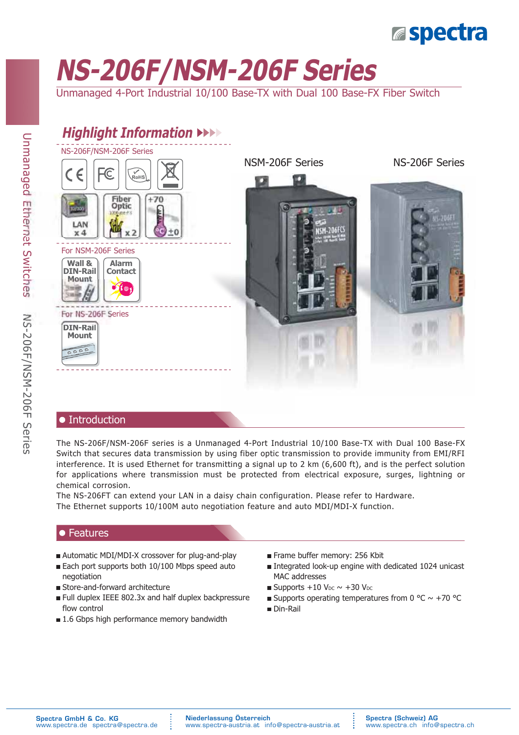# NS-206F/NSM-206F Series

Unmanaged 4-Port Industrial 10/100 Base-TX with Dual 100 Base-FX Fiber Switch

## Highlight Information

NS-206F/NSM-206F Series

CE, FC, RoHS, WEEE

LAN x 4, Fiber Optic x 2, +70 ±0

For NSM-206F Series

Wall & DIN-Rail Mount, Alarm Contact

For NS-206F Series

DIN-Rail Mount

NSM-206F Series

NS-206F Series

## Introduction

The NS-206F/NSM-206F series is a Unmanaged 4-Port Industrial 10/100 Base-TX with Dual 100 Base-FX Switch that secures data transmission by using fiber optic transmission to provide immunity from EMI/RFI interference. It is used Ethernet for transmitting a signal up to 2 km (6,600 ft), and is the perfect solution for applications where transmission must be protected from electrical exposure, surges, lightning or chemical corrosion.

The NS-206FT can extend your LAN in a daisy chain configuration. Please refer to Hardware.

The Ethernet supports 10/100M auto negotiation feature and auto MDI/MDI-X function.

## Features

- Automatic MDI/MDI-X crossover for plug-and-play
- Each port supports both 10/100 Mbps speed auto negotiation
- Store-and-forward architecture
- Full duplex IEEE 802.3x and half duplex backpressure flow control
- 1.6 Gbps high performance memory bandwidth
- Frame buffer memory: 256 Kbit
- Integrated look-up engine with dedicated 1024 unicast MAC addresses
- Supports +10 $V_{DC}$ ~ +30 $V_{DC}$
- Supports operating temperatures from 0 °C ~ +70 °C
- Din-Rail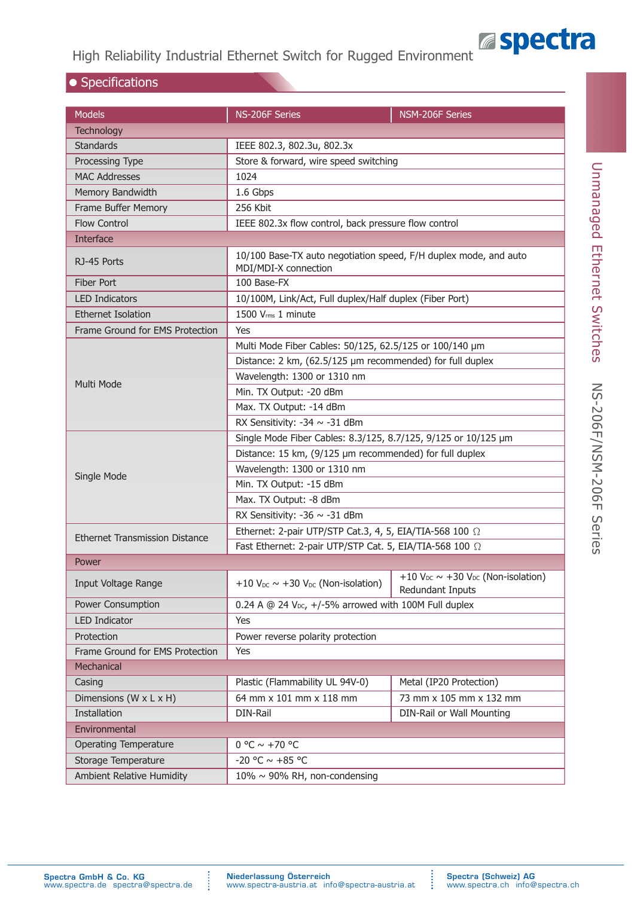High Reliability Industrial Ethernet Switch for Rugged Environment

## Specifications

| Models | NS-206F Series | NSM-206F Series |
|---|---|---|
| **Technology** | | |
| Standards | IEEE 802.3, 802.3u, 802.3x | |
| Processing Type | Store & forward, wire speed switching | |
| MAC Addresses | 1024 | |
| Memory Bandwidth | 1.6 Gbps | |
| Frame Buffer Memory | 256 Kbit | |
| Flow Control | IEEE 802.3x flow control, back pressure flow control | |
| **Interface** | | |
| RJ-45 Ports | 10/100 Base-TX auto negotiation speed, F/H duplex mode, and auto MDI/MDI-X connection | |
| Fiber Port | 100 Base-FX | |
| LED Indicators | 10/100M, Link/Act, Full duplex/Half duplex (Fiber Port) | |
| Ethernet Isolation | 1500 $V_{rms}$ 1 minute | |
| Frame Ground for EMS Protection | Yes | |
| Multi Mode | Multi Mode Fiber Cables: 50/125, 62.5/125 or 100/140 µm | |
| | Distance: 2 km, (62.5/125 µm recommended) for full duplex | |
| | Wavelength: 1300 or 1310 nm | |
| | Min. TX Output: -20 dBm | |
| | Max. TX Output: -14 dBm | |
| | RX Sensitivity: -34 ~ -31 dBm | |
| Single Mode | Single Mode Fiber Cables: 8.3/125, 8.7/125, 9/125 or 10/125 µm | |
| | Distance: 15 km, (9/125 µm recommended) for full duplex | |
| | Wavelength: 1300 or 1310 nm | |
| | Min. TX Output: -15 dBm | |
| | Max. TX Output: -8 dBm | |
| | RX Sensitivity: -36 ~ -31 dBm | |
| Ethernet Transmission Distance | Ethernet: 2-pair UTP/STP Cat.3, 4, 5, EIA/TIA-568 100 Ω | |
| | Fast Ethernet: 2-pair UTP/STP Cat. 5, EIA/TIA-568 100 Ω | |
| **Power** | | |
| Input Voltage Range | +10 $V_{DC}$ ~ +30 $V_{DC}$ (Non-isolation) | +10 $V_{DC}$ ~ +30 $V_{DC}$ (Non-isolation) Redundant Inputs |
| Power Consumption | 0.24 A @ 24 $V_{DC}$, +/-5% arrowed with 100M Full duplex | |
| LED Indicator | Yes | |
| Protection | Power reverse polarity protection | |
| Frame Ground for EMS Protection | Yes | |
| **Mechanical** | | |
| Casing | Plastic (Flammability UL 94V-0) | Metal (IP20 Protection) |
| Dimensions (W x L x H) | 64 mm x 101 mm x 118 mm | 73 mm x 105 mm x 132 mm |
| Installation | DIN-Rail | DIN-Rail or Wall Mounting |
| **Environmental** | | |
| Operating Temperature | 0 °C ~ +70 °C | |
| Storage Temperature | -20 °C ~ +85 °C | |
| Ambient Relative Humidity | 10% ~ 90% RH, non-condensing | |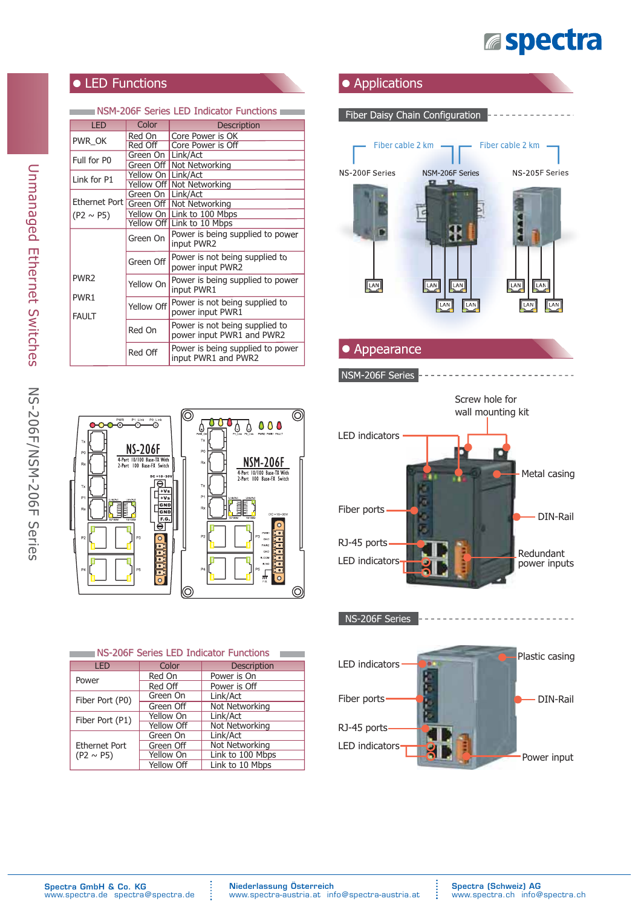## LED Functions

### NSM-206F Series LED Indicator Functions

| LED | Color | Description |
|---|---|---|
| PWR_OK | Red On | Core Power is OK |
| | Red Off | Core Power is Off |
| Full for P0 | Green On | Link/Act |
| | Green Off | Not Networking |
| Link for P1 | Yellow On | Link/Act |
| | Yellow Off | Not Networking |
| Ethernet Port (P2 ~ P5) | Green On | Link/Act |
| | Green Off | Not Networking |
| | Yellow On | Link to 100 Mbps |
| | Yellow Off | Link to 10 Mbps |
| PWR2 PWR1 FAULT | Green On | Power is being supplied to power input PWR2 |
| | Green Off | Power is not being supplied to power input PWR2 |
| | Yellow On | Power is being supplied to power input PWR1 |
| | Yellow Off | Power is not being supplied to power input PWR1 |
| | Red On | Power is not being supplied to power input PWR1 and PWR2 |
| | Red Off | Power is being supplied to power input PWR1 and PWR2 |

### NS-206F Series LED Indicator Functions

| LED | Color | Description |
|---|---|---|
| Power | Red On | Power is On |
| | Red Off | Power is Off |
| Fiber Port (P0) | Green On | Link/Act |
| | Green Off | Not Networking |
| Fiber Port (P1) | Yellow On | Link/Act |
| | Yellow Off | Not Networking |
| Ethernet Port (P2 ~ P5) | Green On | Link/Act |
| | Green Off | Not Networking |
| | Yellow On | Link to 100 Mbps |
| | Yellow Off | Link to 10 Mbps |

## Applications

### Fiber Daisy Chain Configuration

NS-200F Series — Fiber cable 2 km — NSM-206F Series — Fiber cable 2 km — NS-205F Series

## Appearance

### NSM-206F Series

Screw hole for wall mounting kit; LED indicators; Metal casing; Fiber ports; DIN-Rail; RJ-45 ports; LED indicators; Redundant power inputs

### NS-206F Series

LED indicators; Plastic casing; Fiber ports; DIN-Rail; RJ-45 ports; LED indicators; Power input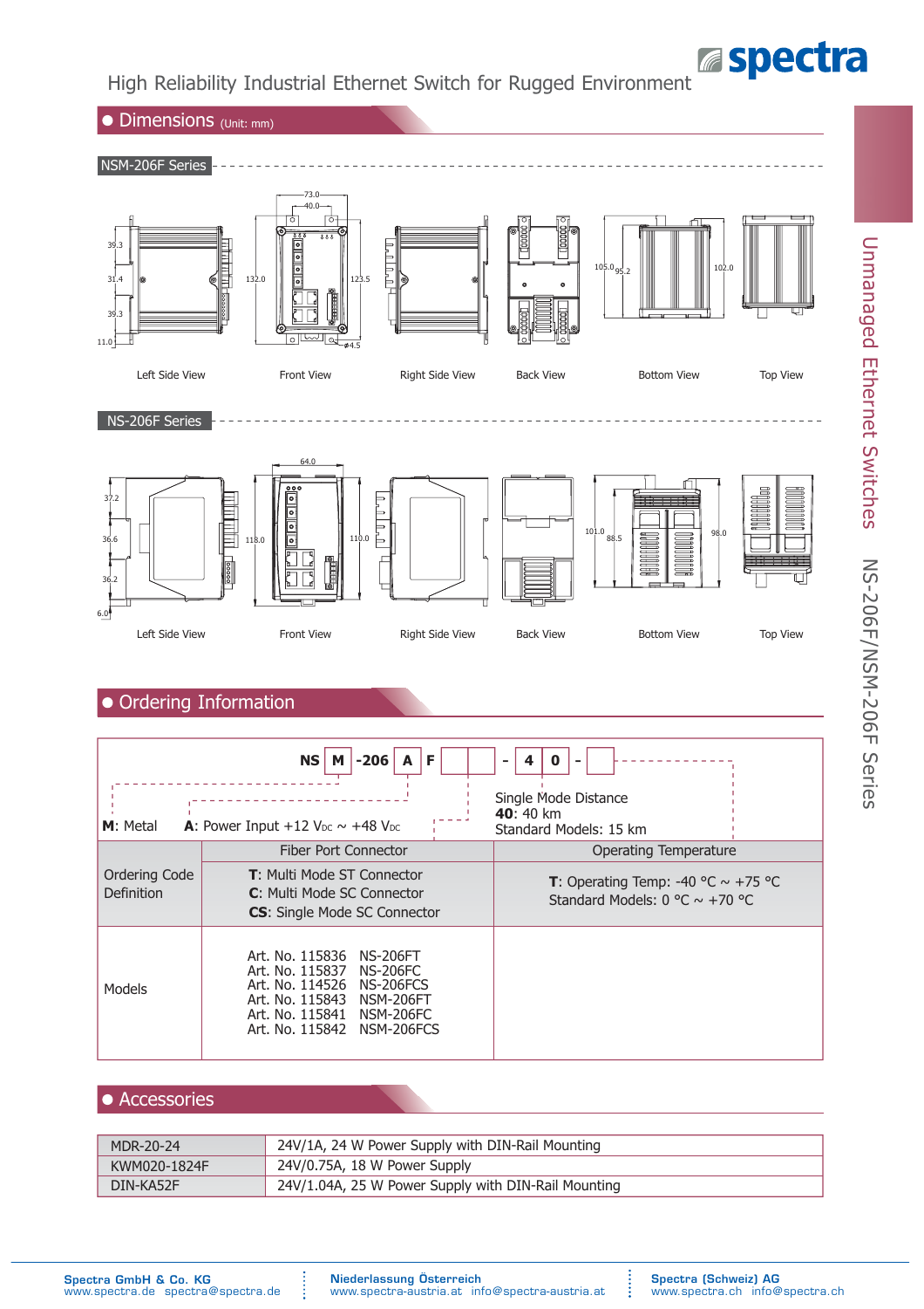# High Reliability Industrial Ethernet Switch for Rugged Environment

## Dimensions (Unit: mm)

### NSM-206F Series

Left Side View — Front View — Right Side View — Back View — Bottom View — Top View

### NS-206F Series

Left Side View — Front View — Right Side View — Back View — Bottom View — Top View

## Ordering Information

**NS** [ **M** ] **-206** [ **A** ] **F** [ ][ ] **-** [ **4** ][ **0** ] **-** [ ]

**M**: Metal

**A**: Power Input +12 $V_{DC}$ ~ +48 $V_{DC}$

Single Mode Distance
**40**: 40 km
Standard Models: 15 km

| | Fiber Port Connector | Operating Temperature |
|---|---|---|
| Ordering Code Definition | **T**: Multi Mode ST Connector<br>**C**: Multi Mode SC Connector<br>**CS**: Single Mode SC Connector | **T**: Operating Temp: -40 °C ~ +75 °C<br>Standard Models: 0 °C ~ +70 °C |
| Models | Art. No. 115836 NS-206FT<br>Art. No. 115837 NS-206FC<br>Art. No. 114526 NS-206FCS<br>Art. No. 115843 NSM-206FT<br>Art. No. 115841 NSM-206FC<br>Art. No. 115842 NSM-206FCS | |

## Accessories

| | |
|---|---|
| MDR-20-24 | 24V/1A, 24 W Power Supply with DIN-Rail Mounting |
| KWM020-1824F | 24V/0.75A, 18 W Power Supply |
| DIN-KA52F | 24V/1.04A, 25 W Power Supply with DIN-Rail Mounting |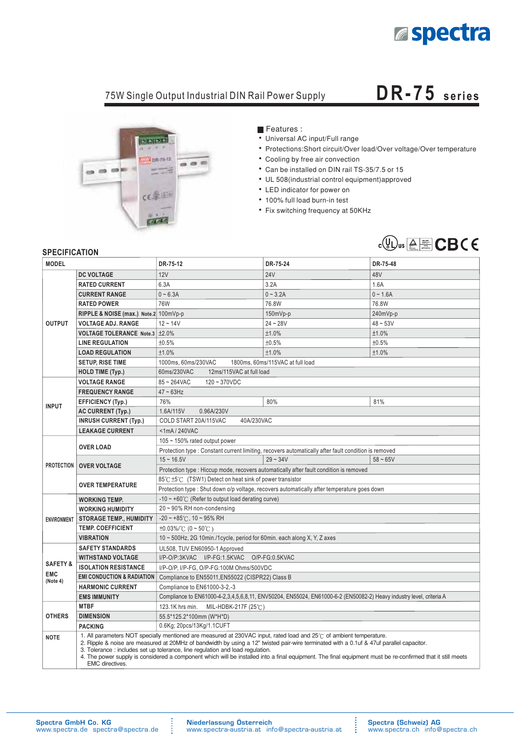# 75W Single Output Industrial DIN Rail Power Supply

## DR-75 series

■ Features :

- Universal AC input/Full range
- Protections:Short circuit/Over load/Over voltage/Over temperature
- Cooling by free air convection
- Can be installed on DIN rail TS-35/7.5 or 15
- UL 508(industrial control equipment)approved
- LED indicator for power on
- 100% full load burn-in test
- Fix switching frequency at 50KHz

## SPECIFICATION

| MODEL | | DR-75-12 | DR-75-24 | DR-75-48 |
|---|---|---|---|---|
| OUTPUT | DC VOLTAGE | 12V | 24V | 48V |
| | RATED CURRENT | 6.3A | 3.2A | 1.6A |
| | CURRENT RANGE | 0 ~ 6.3A | 0 ~ 3.2A | 0 ~ 1.6A |
| | RATED POWER | 76W | 76.8W | 76.8W |
| | RIPPLE & NOISE (max.) Note.2 | 100mVp-p | 150mVp-p | 240mVp-p |
| | VOLTAGE ADJ. RANGE | 12 ~ 14V | 24 ~ 28V | 48 ~ 53V |
| | VOLTAGE TOLERANCE Note.3 | ±2.0% | ±1.0% | ±1.0% |
| | LINE REGULATION | ±0.5% | ±0.5% | ±0.5% |
| | LOAD REGULATION | ±1.0% | ±1.0% | ±1.0% |
| | SETUP, RISE TIME | 1000ms, 60ms/230VAC 1800ms, 60ms/115VAC at full load | | |
| | HOLD TIME (Typ.) | 60ms/230VAC 12ms/115VAC at full load | | |
| INPUT | VOLTAGE RANGE | 85 ~ 264VAC 120 ~ 370VDC | | |
| | FREQUENCY RANGE | 47 ~ 63Hz | | |
| | EFFICIENCY (Typ.) | 76% | 80% | 81% |
| | AC CURRENT (Typ.) | 1.6A/115V 0.96A/230V | | |
| | INRUSH CURRENT (Typ.) | COLD START 20A/115VAC 40A/230VAC | | |
| | LEAKAGE CURRENT | <1mA / 240VAC | | |
| PROTECTION | OVER LOAD | 105 ~ 150% rated output power | | |
| | | Protection type : Constant current limiting, recovers automatically after fault condition is removed | | |
| | OVER VOLTAGE | 15 ~ 16.5V | 29 ~ 34V | 58 ~ 65V |
| | | Protection type : Hiccup mode, recovers automatically after fault condition is removed | | |
| | OVER TEMPERATURE | 85℃ ±5℃ (TSW1) Detect on heat sink of power transistor | | |
| | | Protection type : Shut down o/p voltage, recovers automatically after temperature goes down | | |
| ENVIRONMENT | WORKING TEMP. | -10 ~ +60℃ (Refer to output load derating curve) | | |
| | WORKING HUMIDITY | 20 ~ 90% RH non-condensing | | |
| | STORAGE TEMP., HUMIDITY | -20 ~ +85℃, 10 ~ 95% RH | | |
| | TEMP. COEFFICIENT | ±0.03%/℃ (0 ~ 50℃) | | |
| | VIBRATION | 10 ~ 500Hz, 2G 10min./1cycle, period for 60min. each along X, Y, Z axes | | |
| SAFETY & EMC (Note 4) | SAFETY STANDARDS | UL508, TUV EN60950-1 Approved | | |
| | WITHSTAND VOLTAGE | I/P-O/P:3KVAC I/P-FG:1.5KVAC O/P-FG:0.5KVAC | | |
| | ISOLATION RESISTANCE | I/P-O/P, I/P-FG, O/P-FG:100M Ohms/500VDC | | |
| | EMI CONDUCTION & RADIATION | Compliance to EN55011,EN55022 (CISPR22) Class B | | |
| | HARMONIC CURRENT | Compliance to EN61000-3-2,-3 | | |
| | EMS IMMUNITY | Compliance to EN61000-4-2,3,4,5,6,8,11, ENV50204, EN55024, EN61000-6-2 (EN50082-2) Heavy industry level, criteria A | | |
| OTHERS | MTBF | 123.1K hrs min. MIL-HDBK-217F (25℃) | | |
| | DIMENSION | 55.5*125.2*100mm (W*H*D) | | |
| | PACKING | 0.6Kg; 20pcs/13Kg/1.1CUFT | | |

**NOTE**

1. All parameters NOT specially mentioned are measured at 230VAC input, rated load and 25℃ of ambient temperature.
2. Ripple & noise are measured at 20MHz of bandwidth by using a 12" twisted pair-wire terminated with a 0.1uf & 47uf parallel capacitor.
3. Tolerance : includes set up tolerance, line regulation and load regulation.
4. The power supply is considered a component which will be installed into a final equipment. The final equipment must be re-confirmed that it still meets EMC directives.

**Spectra GmbH Co. KG** www.spectra.de spectra@spectra.de | **Niederlassung Österreich** www.spectra-austria.at info@spectra-austria.at | **Spectra (Schweiz) AG** www.spectra.ch info@spectra.ch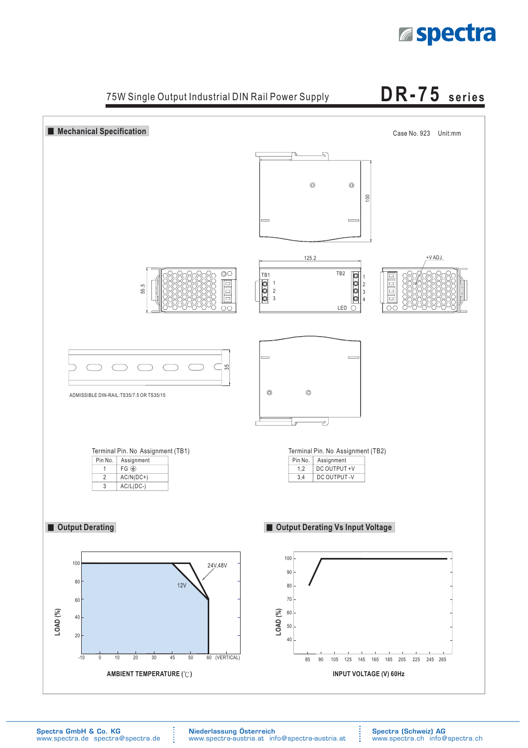75W Single Output Industrial DIN Rail Power Supply

# DR-75 series

## Mechanical Specification

Case No. 923 Unit:mm

100

125.2

55.5

TB1 1 2 3

TB2 1 2 3 4

LED

+V ADJ.

35

ADMISSIBLE DIN-RAIL:TS35/7.5 OR TS35/15

Terminal Pin. No Assignment (TB1)

| Pin No. | Assignment |
|---|---|
| 1 | FG ⏚ |
| 2 | AC/N(DC+) |
| 3 | AC/L(DC-) |

Terminal Pin. No Assignment (TB2)

| Pin No. | Assignment |
|---|---|
| 1,2 | DC OUTPUT +V |
| 3,4 | DC OUTPUT -V |

## Output Derating

LOAD (%)

100
80
60
40
20

-10 0 10 20 30 45 50 60 (VERTICAL)

24V,48V

12V

AMBIENT TEMPERATURE (℃)

## Output Derating Vs Input Voltage

LOAD (%)

100
90
80
70
60
50
40

85 90 105 125 145 165 185 205 225 245 265

INPUT VOLTAGE (V) 60Hz

**Spectra GmbH & Co. KG**
www.spectra.de spectra@spectra.de

**Niederlassung Österreich**
www.spectra-austria.at info@spectra-austria.at

**Spectra (Schweiz) AG**
www.spectra.ch info@spectra.ch